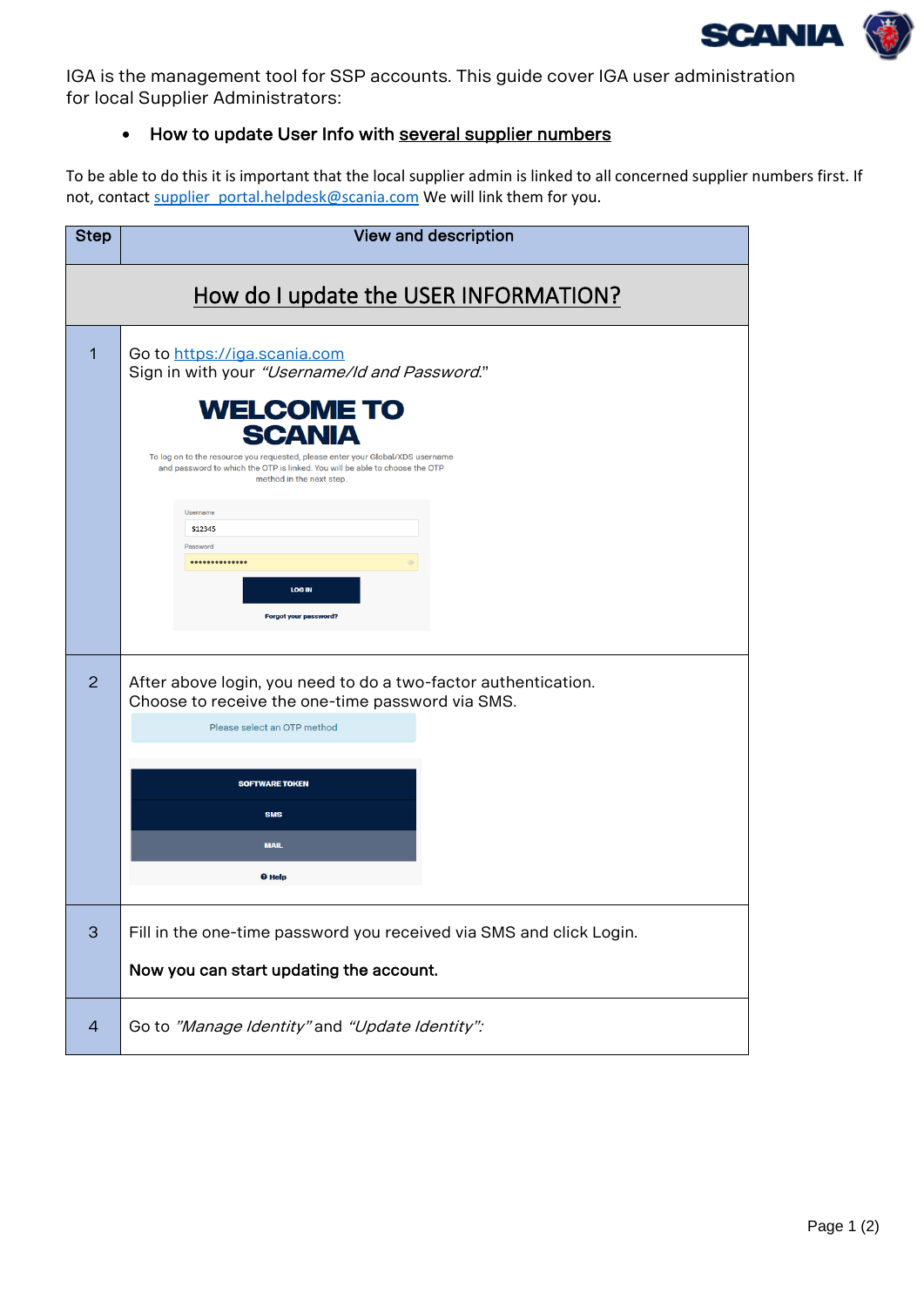IGA is the management tool for SSP accounts. This guide cover IGA user administration for local Supplier Administrators:

- How to update User Info with <u>several supplier numbers</u>

To be able to do this it is important that the local supplier admin is linked to all concerned supplier numbers first. If not, contact supplier_portal.helpdesk@scania.com We will link them for you.

| Step | View and description |
|---|---|
| | **How do I update the USER INFORMATION?** |
| 1 | Go to https://iga.scania.com<br>Sign in with your *"Username/Id and Password.*"<br>WELCOME TO SCANIA<br>To log on to the resource you requested, please enter your Global/XDS username and password to which the OTP is linked. You will be able to choose the OTP method in the next step.<br>Username: S12345<br>Password<br>LOG IN<br>Forgot your password? |
| 2 | After above login, you need to do a two-factor authentication.<br>Choose to receive the one-time password via SMS.<br>Please select an OTP method<br>SOFTWARE TOKEN<br>SMS<br>MAIL<br>Help |
| 3 | Fill in the one-time password you received via SMS and click Login.<br><br>**Now you can start updating the account.** |
| 4 | Go to *"Manage Identity"* and *"Update Identity":* |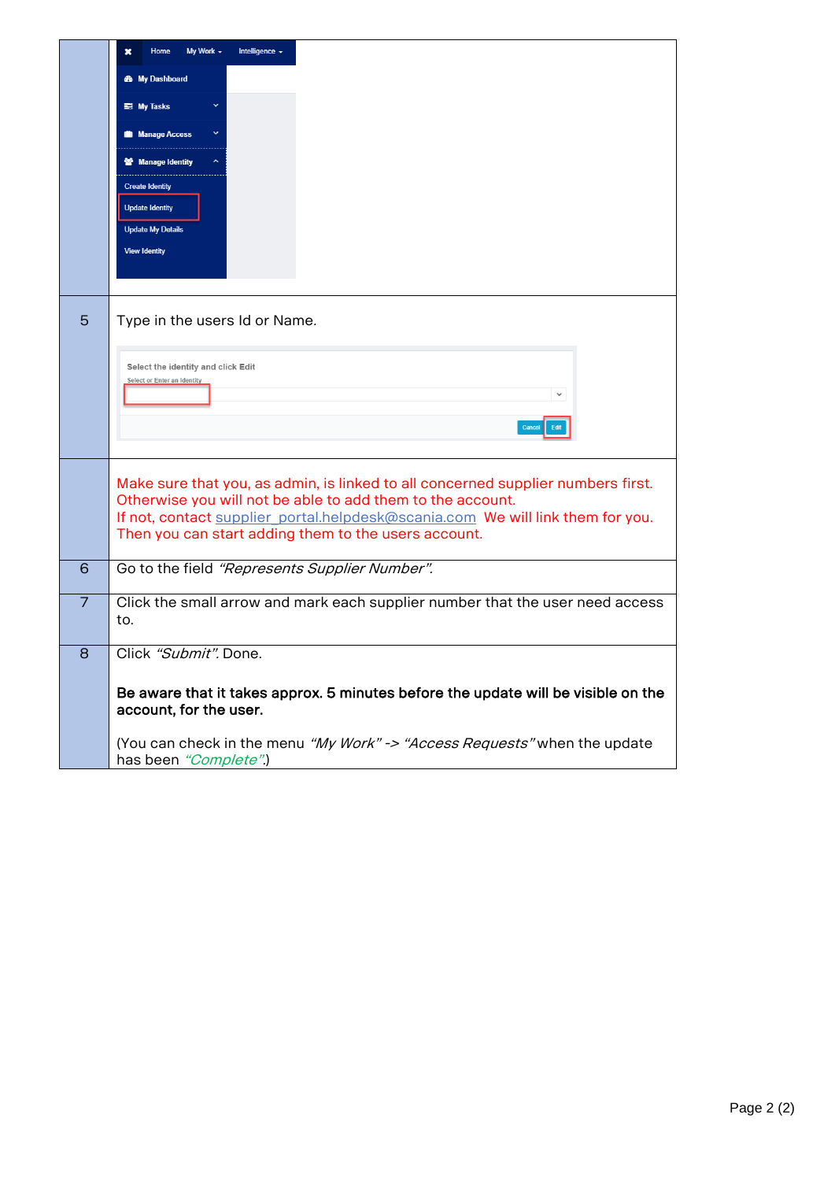| | |
|---|---|
| | |
| 5 | Type in the users Id or Name. |
| | Make sure that you, as admin, is linked to all concerned supplier numbers first. Otherwise you will not be able to add them to the account. If not, contact supplier_portal.helpdesk@scania.com We will link them for you. Then you can start adding them to the users account. |
| 6 | Go to the field *"Represents Supplier Number"*. |
| 7 | Click the small arrow and mark each supplier number that the user need access to. |
| 8 | Click *"Submit"*. Done.<br><br>**Be aware that it takes approx. 5 minutes before the update will be visible on the account, for the user.**<br><br>(You can check in the menu *"My Work"* -> *"Access Requests"* when the update has been *"Complete"*.) |